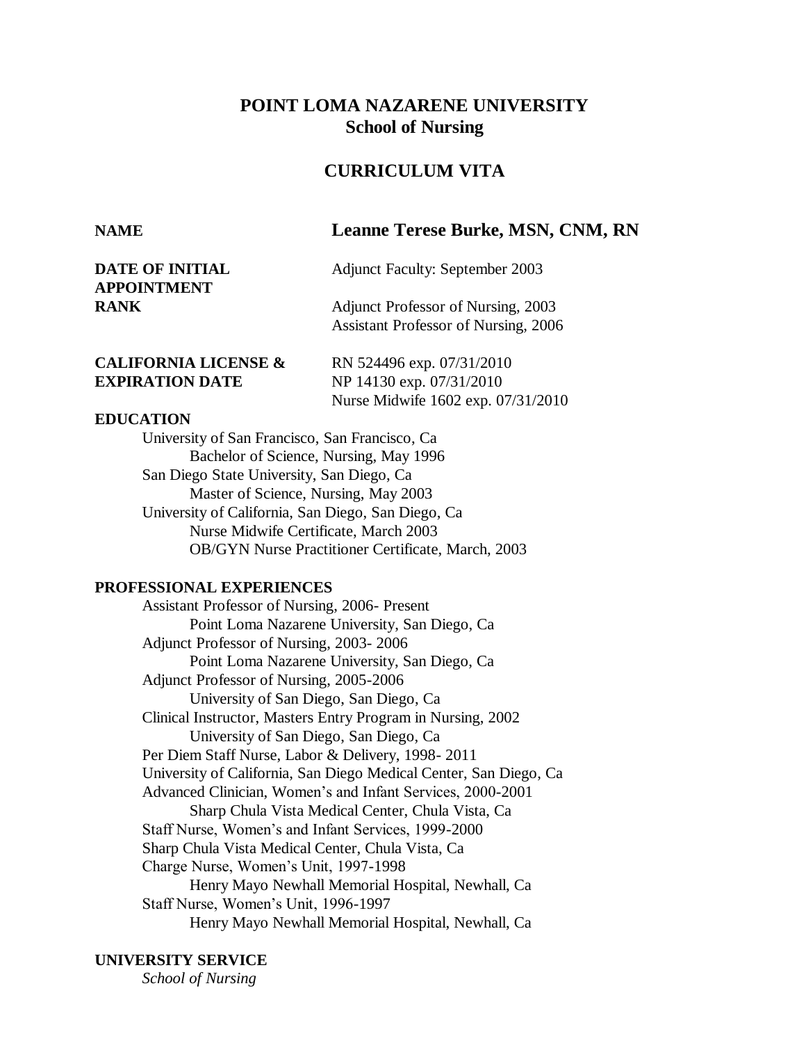# POINT LOMA NAZARENE UNIVERSITY
## School of Nursing

## CURRICULUM VITA

**NAME** **Leanne Terese Burke, MSN, CNM, RN**

**DATE OF INITIAL APPOINTMENT** Adjunct Faculty: September 2003

**RANK** Adjunct Professor of Nursing, 2003
Assistant Professor of Nursing, 2006

**CALIFORNIA LICENSE & EXPIRATION DATE** RN 524496 exp. 07/31/2010
NP 14130 exp. 07/31/2010
Nurse Midwife 1602 exp. 07/31/2010

**EDUCATION**

University of San Francisco, San Francisco, Ca
    Bachelor of Science, Nursing, May 1996
San Diego State University, San Diego, Ca
    Master of Science, Nursing, May 2003
University of California, San Diego, San Diego, Ca
    Nurse Midwife Certificate, March 2003
    OB/GYN Nurse Practitioner Certificate, March, 2003

**PROFESSIONAL EXPERIENCES**

Assistant Professor of Nursing, 2006- Present
    Point Loma Nazarene University, San Diego, Ca
Adjunct Professor of Nursing, 2003- 2006
    Point Loma Nazarene University, San Diego, Ca
Adjunct Professor of Nursing, 2005-2006
    University of San Diego, San Diego, Ca
Clinical Instructor, Masters Entry Program in Nursing, 2002
    University of San Diego, San Diego, Ca
Per Diem Staff Nurse, Labor & Delivery, 1998- 2011
University of California, San Diego Medical Center, San Diego, Ca
Advanced Clinician, Women's and Infant Services, 2000-2001
    Sharp Chula Vista Medical Center, Chula Vista, Ca
Staff Nurse, Women's and Infant Services, 1999-2000
Sharp Chula Vista Medical Center, Chula Vista, Ca
Charge Nurse, Women's Unit, 1997-1998
    Henry Mayo Newhall Memorial Hospital, Newhall, Ca
Staff Nurse, Women's Unit, 1996-1997
    Henry Mayo Newhall Memorial Hospital, Newhall, Ca

**UNIVERSITY SERVICE**

*School of Nursing*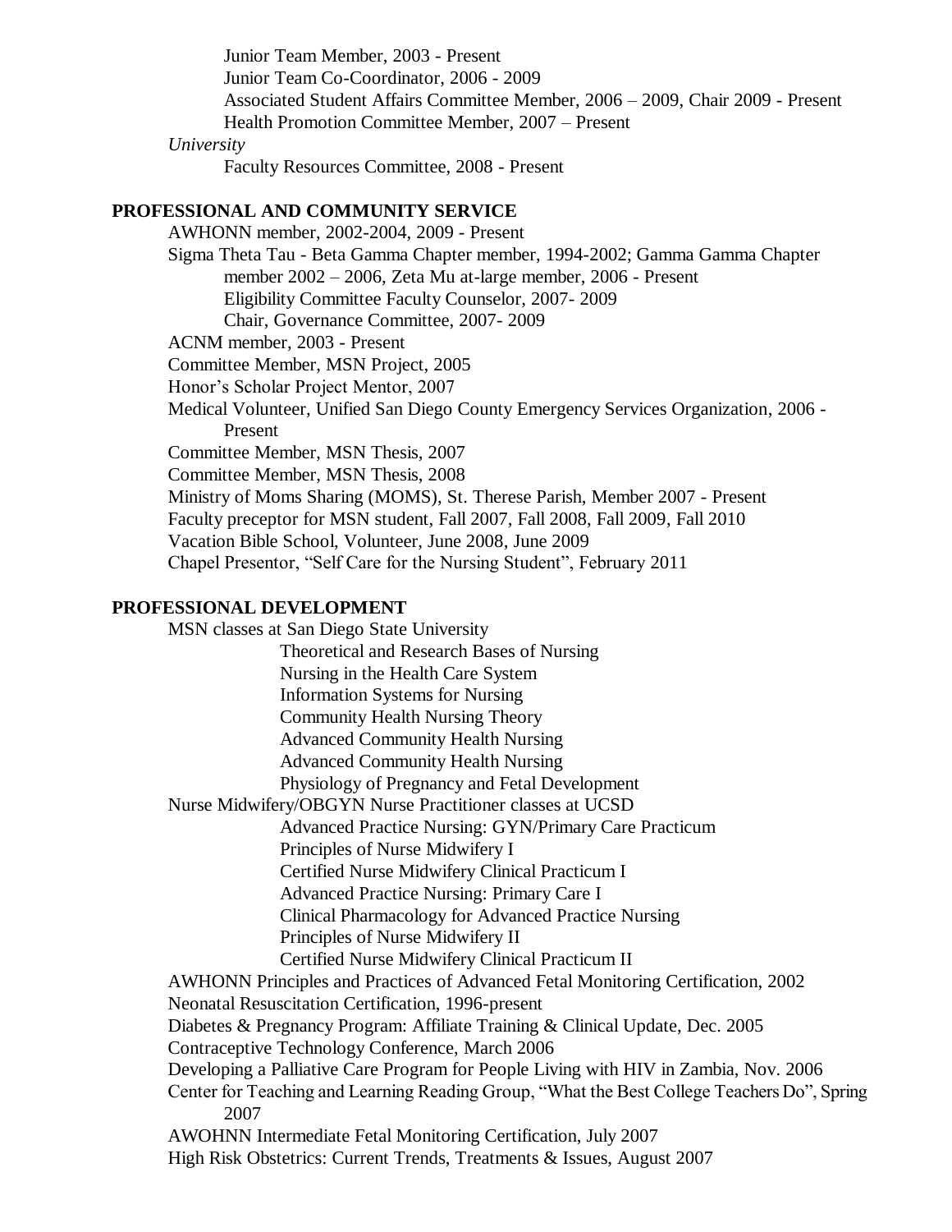Junior Team Member, 2003 - Present
Junior Team Co-Coordinator, 2006 - 2009
Associated Student Affairs Committee Member, 2006 – 2009, Chair 2009 - Present
Health Promotion Committee Member, 2007 – Present

*University*

Faculty Resources Committee, 2008 - Present

## PROFESSIONAL AND COMMUNITY SERVICE

AWHONN member, 2002-2004, 2009 - Present
Sigma Theta Tau - Beta Gamma Chapter member, 1994-2002; Gamma Gamma Chapter member 2002 – 2006, Zeta Mu at-large member, 2006 - Present
  Eligibility Committee Faculty Counselor, 2007- 2009
  Chair, Governance Committee, 2007- 2009
ACNM member, 2003 - Present
Committee Member, MSN Project, 2005
Honor's Scholar Project Mentor, 2007
Medical Volunteer, Unified San Diego County Emergency Services Organization, 2006 - Present
Committee Member, MSN Thesis, 2007
Committee Member, MSN Thesis, 2008
Ministry of Moms Sharing (MOMS), St. Therese Parish, Member 2007 - Present
Faculty preceptor for MSN student, Fall 2007, Fall 2008, Fall 2009, Fall 2010
Vacation Bible School, Volunteer, June 2008, June 2009
Chapel Presentor, "Self Care for the Nursing Student", February 2011

## PROFESSIONAL DEVELOPMENT

MSN classes at San Diego State University
  Theoretical and Research Bases of Nursing
  Nursing in the Health Care System
  Information Systems for Nursing
  Community Health Nursing Theory
  Advanced Community Health Nursing
  Advanced Community Health Nursing
  Physiology of Pregnancy and Fetal Development
Nurse Midwifery/OBGYN Nurse Practitioner classes at UCSD
  Advanced Practice Nursing: GYN/Primary Care Practicum
  Principles of Nurse Midwifery I
  Certified Nurse Midwifery Clinical Practicum I
  Advanced Practice Nursing: Primary Care I
  Clinical Pharmacology for Advanced Practice Nursing
  Principles of Nurse Midwifery II
  Certified Nurse Midwifery Clinical Practicum II
AWHONN Principles and Practices of Advanced Fetal Monitoring Certification, 2002
Neonatal Resuscitation Certification, 1996-present
Diabetes & Pregnancy Program: Affiliate Training & Clinical Update, Dec. 2005
Contraceptive Technology Conference, March 2006
Developing a Palliative Care Program for People Living with HIV in Zambia, Nov. 2006
Center for Teaching and Learning Reading Group, "What the Best College Teachers Do", Spring 2007
AWOHNN Intermediate Fetal Monitoring Certification, July 2007
High Risk Obstetrics: Current Trends, Treatments & Issues, August 2007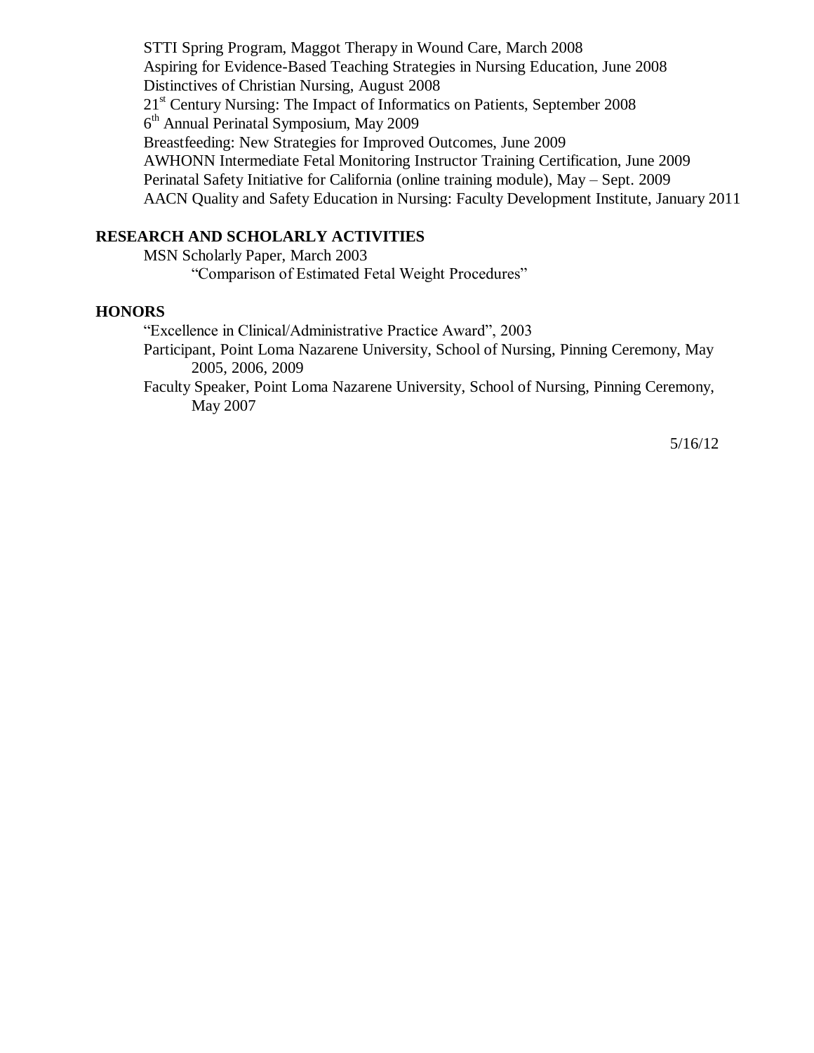STTI Spring Program, Maggot Therapy in Wound Care, March 2008
Aspiring for Evidence-Based Teaching Strategies in Nursing Education, June 2008
Distinctives of Christian Nursing, August 2008
21st Century Nursing: The Impact of Informatics on Patients, September 2008
6th Annual Perinatal Symposium, May 2009
Breastfeeding: New Strategies for Improved Outcomes, June 2009
AWHONN Intermediate Fetal Monitoring Instructor Training Certification, June 2009
Perinatal Safety Initiative for California (online training module), May – Sept. 2009
AACN Quality and Safety Education in Nursing: Faculty Development Institute, January 2011

## RESEARCH AND SCHOLARLY ACTIVITIES

MSN Scholarly Paper, March 2003
"Comparison of Estimated Fetal Weight Procedures"

## HONORS

"Excellence in Clinical/Administrative Practice Award", 2003
Participant, Point Loma Nazarene University, School of Nursing, Pinning Ceremony, May 2005, 2006, 2009
Faculty Speaker, Point Loma Nazarene University, School of Nursing, Pinning Ceremony, May 2007

5/16/12